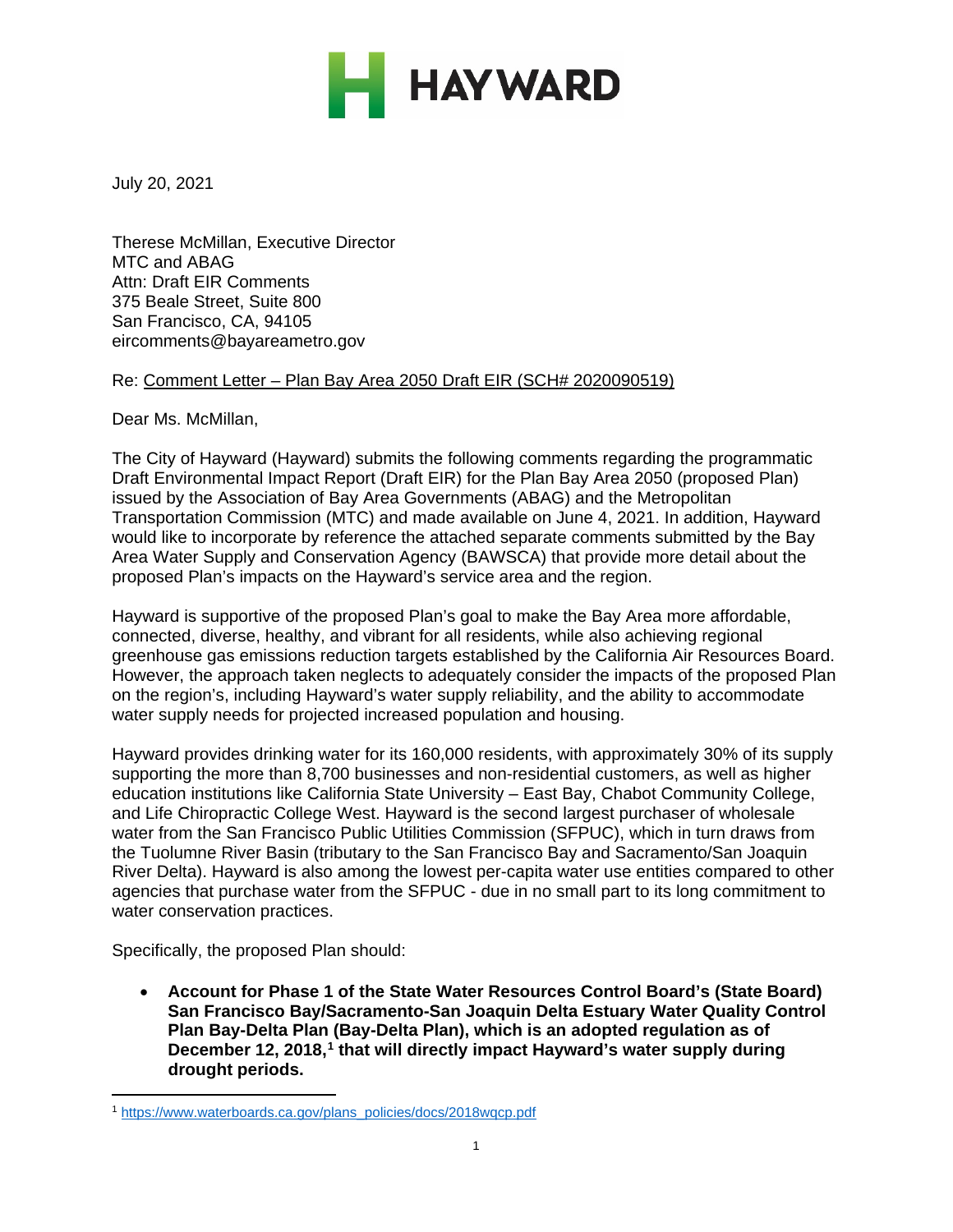HAYWARD

July 20, 2021

Therese McMillan, Executive Director
MTC and ABAG
Attn: Draft EIR Comments
375 Beale Street, Suite 800
San Francisco, CA, 94105
eircomments@bayareametro.gov

Re: Comment Letter – Plan Bay Area 2050 Draft EIR (SCH# 2020090519)

Dear Ms. McMillan,

The City of Hayward (Hayward) submits the following comments regarding the programmatic Draft Environmental Impact Report (Draft EIR) for the Plan Bay Area 2050 (proposed Plan) issued by the Association of Bay Area Governments (ABAG) and the Metropolitan Transportation Commission (MTC) and made available on June 4, 2021. In addition, Hayward would like to incorporate by reference the attached separate comments submitted by the Bay Area Water Supply and Conservation Agency (BAWSCA) that provide more detail about the proposed Plan's impacts on the Hayward's service area and the region.

Hayward is supportive of the proposed Plan's goal to make the Bay Area more affordable, connected, diverse, healthy, and vibrant for all residents, while also achieving regional greenhouse gas emissions reduction targets established by the California Air Resources Board. However, the approach taken neglects to adequately consider the impacts of the proposed Plan on the region's, including Hayward's water supply reliability, and the ability to accommodate water supply needs for projected increased population and housing.

Hayward provides drinking water for its 160,000 residents, with approximately 30% of its supply supporting the more than 8,700 businesses and non-residential customers, as well as higher education institutions like California State University – East Bay, Chabot Community College, and Life Chiropractic College West. Hayward is the second largest purchaser of wholesale water from the San Francisco Public Utilities Commission (SFPUC), which in turn draws from the Tuolumne River Basin (tributary to the San Francisco Bay and Sacramento/San Joaquin River Delta). Hayward is also among the lowest per-capita water use entities compared to other agencies that purchase water from the SFPUC - due in no small part to its long commitment to water conservation practices.

Specifically, the proposed Plan should:

- **Account for Phase 1 of the State Water Resources Control Board's (State Board) San Francisco Bay/Sacramento-San Joaquin Delta Estuary Water Quality Control Plan Bay-Delta Plan (Bay-Delta Plan), which is an adopted regulation as of December 12, 2018,[1] that will directly impact Hayward's water supply during drought periods.**

[1] https://www.waterboards.ca.gov/plans_policies/docs/2018wqcp.pdf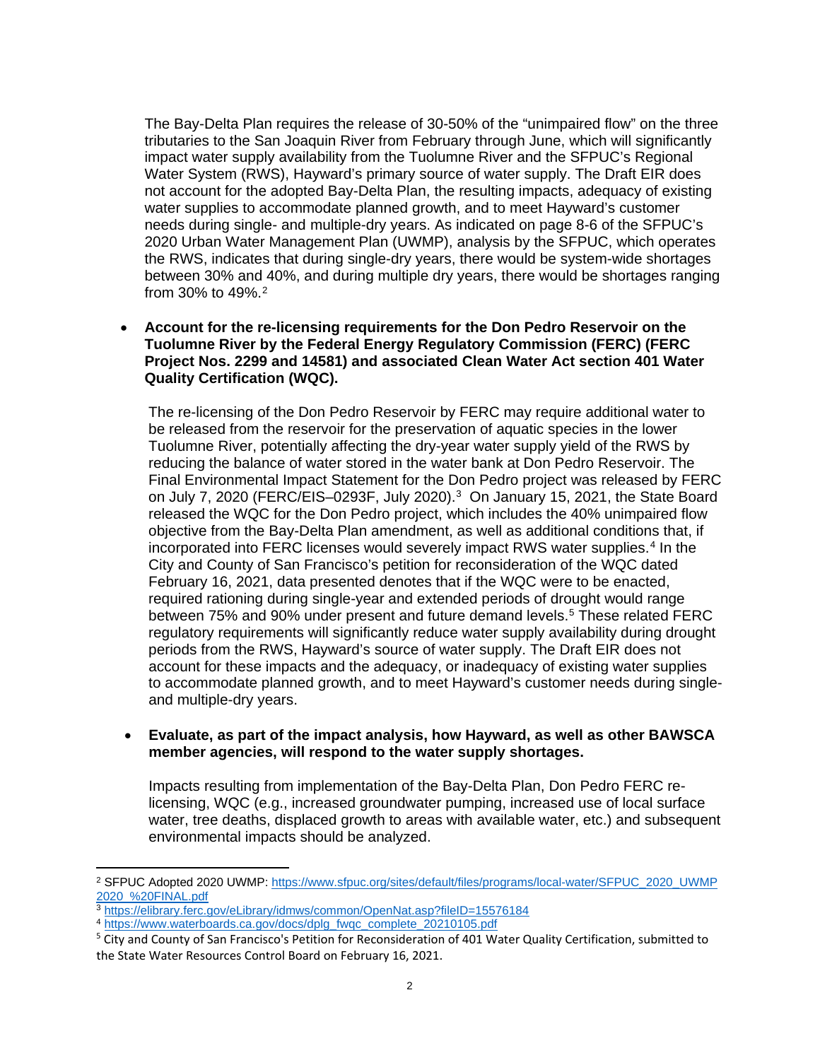The Bay-Delta Plan requires the release of 30-50% of the "unimpaired flow" on the three tributaries to the San Joaquin River from February through June, which will significantly impact water supply availability from the Tuolumne River and the SFPUC's Regional Water System (RWS), Hayward's primary source of water supply. The Draft EIR does not account for the adopted Bay-Delta Plan, the resulting impacts, adequacy of existing water supplies to accommodate planned growth, and to meet Hayward's customer needs during single- and multiple-dry years. As indicated on page 8-6 of the SFPUC's 2020 Urban Water Management Plan (UWMP), analysis by the SFPUC, which operates the RWS, indicates that during single-dry years, there would be system-wide shortages between 30% and 40%, and during multiple dry years, there would be shortages ranging from 30% to 49%.[2]

- **Account for the re-licensing requirements for the Don Pedro Reservoir on the Tuolumne River by the Federal Energy Regulatory Commission (FERC) (FERC Project Nos. 2299 and 14581) and associated Clean Water Act section 401 Water Quality Certification (WQC).**

  The re-licensing of the Don Pedro Reservoir by FERC may require additional water to be released from the reservoir for the preservation of aquatic species in the lower Tuolumne River, potentially affecting the dry-year water supply yield of the RWS by reducing the balance of water stored in the water bank at Don Pedro Reservoir. The Final Environmental Impact Statement for the Don Pedro project was released by FERC on July 7, 2020 (FERC/EIS–0293F, July 2020).[3] On January 15, 2021, the State Board released the WQC for the Don Pedro project, which includes the 40% unimpaired flow objective from the Bay-Delta Plan amendment, as well as additional conditions that, if incorporated into FERC licenses would severely impact RWS water supplies.[4] In the City and County of San Francisco's petition for reconsideration of the WQC dated February 16, 2021, data presented denotes that if the WQC were to be enacted, required rationing during single-year and extended periods of drought would range between 75% and 90% under present and future demand levels.[5] These related FERC regulatory requirements will significantly reduce water supply availability during drought periods from the RWS, Hayward's source of water supply. The Draft EIR does not account for these impacts and the adequacy, or inadequacy of existing water supplies to accommodate planned growth, and to meet Hayward's customer needs during single- and multiple-dry years.

- **Evaluate, as part of the impact analysis, how Hayward, as well as other BAWSCA member agencies, will respond to the water supply shortages.**

  Impacts resulting from implementation of the Bay-Delta Plan, Don Pedro FERC re-licensing, WQC (e.g., increased groundwater pumping, increased use of local surface water, tree deaths, displaced growth to areas with available water, etc.) and subsequent environmental impacts should be analyzed.

---

[2] SFPUC Adopted 2020 UWMP: https://www.sfpuc.org/sites/default/files/programs/local-water/SFPUC_2020_UWMP2020_%20FINAL.pdf

[3] https://elibrary.ferc.gov/eLibrary/idmws/common/OpenNat.asp?fileID=15576184

[4] https://www.waterboards.ca.gov/docs/dplg_fwqc_complete_20210105.pdf

[5] City and County of San Francisco's Petition for Reconsideration of 401 Water Quality Certification, submitted to the State Water Resources Control Board on February 16, 2021.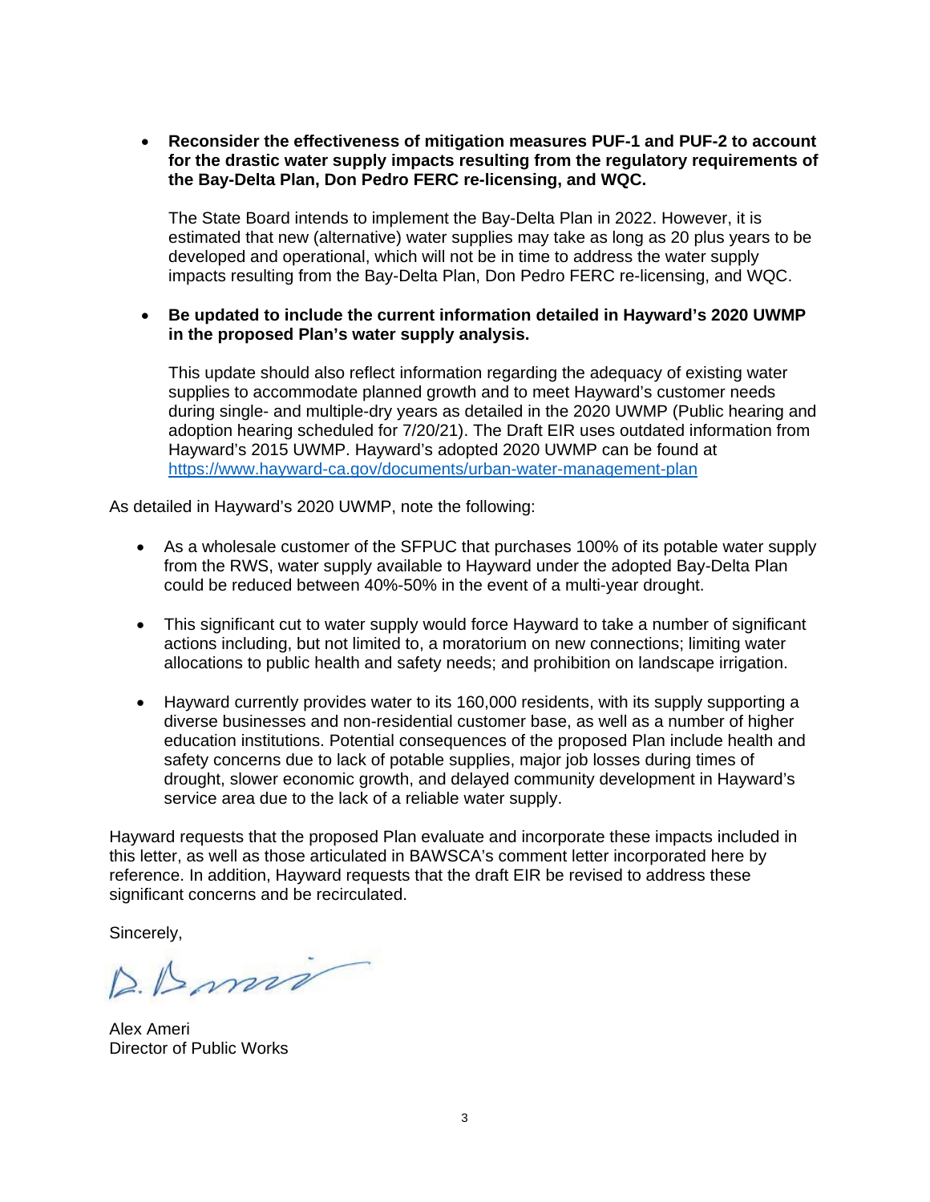- **Reconsider the effectiveness of mitigation measures PUF-1 and PUF-2 to account for the drastic water supply impacts resulting from the regulatory requirements of the Bay-Delta Plan, Don Pedro FERC re-licensing, and WQC.**

  The State Board intends to implement the Bay-Delta Plan in 2022. However, it is estimated that new (alternative) water supplies may take as long as 20 plus years to be developed and operational, which will not be in time to address the water supply impacts resulting from the Bay-Delta Plan, Don Pedro FERC re-licensing, and WQC.

- **Be updated to include the current information detailed in Hayward's 2020 UWMP in the proposed Plan's water supply analysis.**

  This update should also reflect information regarding the adequacy of existing water supplies to accommodate planned growth and to meet Hayward's customer needs during single- and multiple-dry years as detailed in the 2020 UWMP (Public hearing and adoption hearing scheduled for 7/20/21). The Draft EIR uses outdated information from Hayward's 2015 UWMP. Hayward's adopted 2020 UWMP can be found at [https://www.hayward-ca.gov/documents/urban-water-management-plan](https://www.hayward-ca.gov/documents/urban-water-management-plan)

As detailed in Hayward's 2020 UWMP, note the following:

- As a wholesale customer of the SFPUC that purchases 100% of its potable water supply from the RWS, water supply available to Hayward under the adopted Bay-Delta Plan could be reduced between 40%-50% in the event of a multi-year drought.
- This significant cut to water supply would force Hayward to take a number of significant actions including, but not limited to, a moratorium on new connections; limiting water allocations to public health and safety needs; and prohibition on landscape irrigation.
- Hayward currently provides water to its 160,000 residents, with its supply supporting a diverse businesses and non-residential customer base, as well as a number of higher education institutions. Potential consequences of the proposed Plan include health and safety concerns due to lack of potable supplies, major job losses during times of drought, slower economic growth, and delayed community development in Hayward's service area due to the lack of a reliable water supply.

Hayward requests that the proposed Plan evaluate and incorporate these impacts included in this letter, as well as those articulated in BAWSCA's comment letter incorporated here by reference. In addition, Hayward requests that the draft EIR be revised to address these significant concerns and be recirculated.

Sincerely,

Alex Ameri
Director of Public Works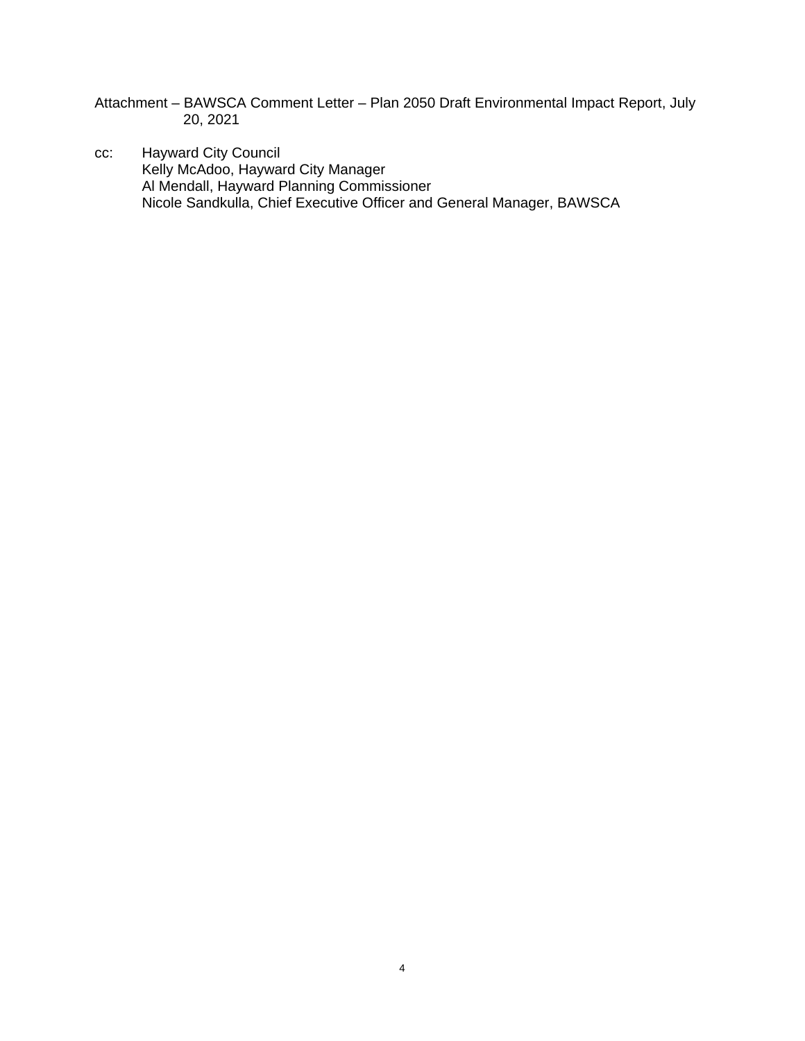Attachment – BAWSCA Comment Letter – Plan 2050 Draft Environmental Impact Report, July 20, 2021

cc: Hayward City Council
Kelly McAdoo, Hayward City Manager
Al Mendall, Hayward Planning Commissioner
Nicole Sandkulla, Chief Executive Officer and General Manager, BAWSCA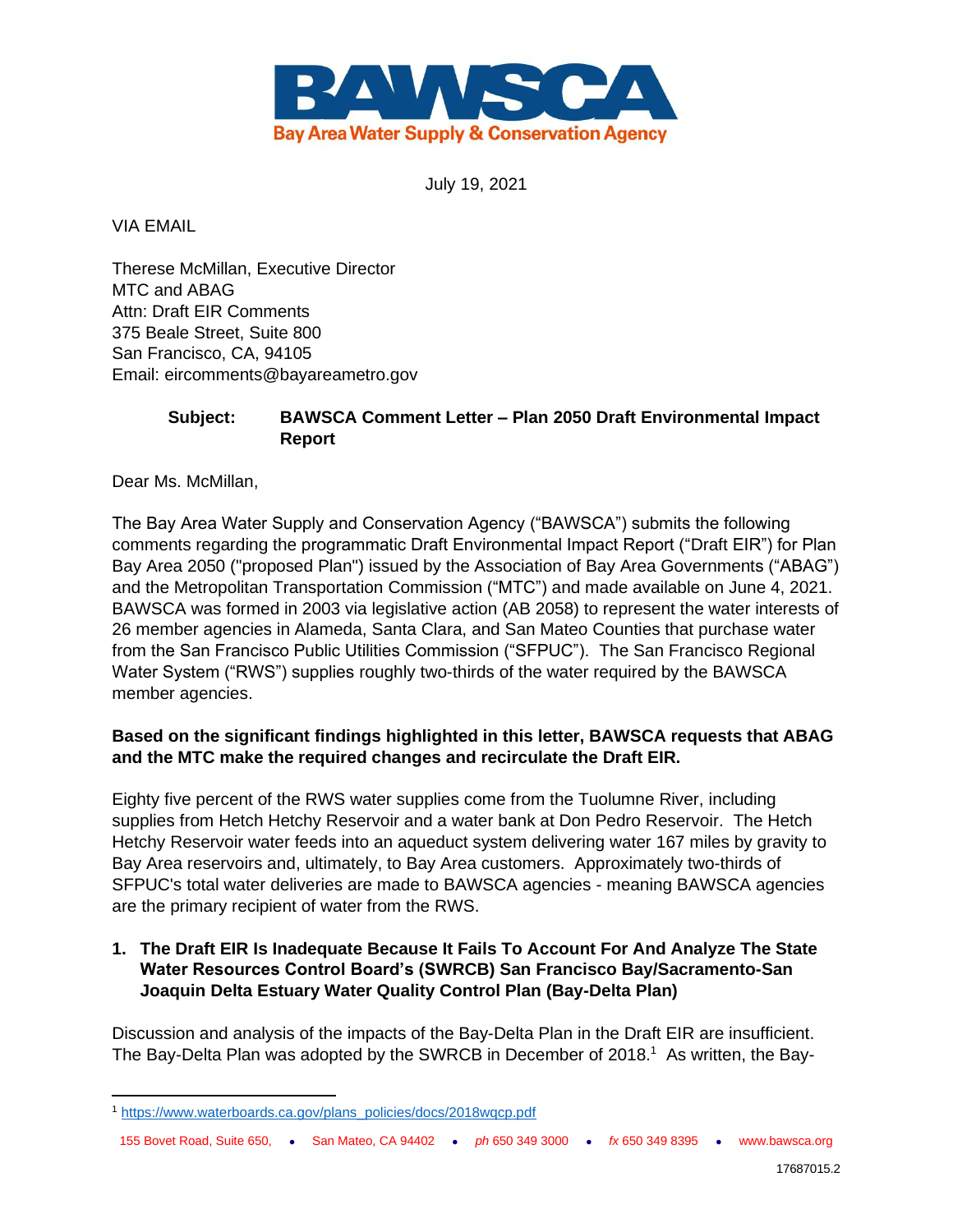July 19, 2021

VIA EMAIL

Therese McMillan, Executive Director
MTC and ABAG
Attn: Draft EIR Comments
375 Beale Street, Suite 800
San Francisco, CA, 94105
Email: eircomments@bayareametro.gov

**Subject: BAWSCA Comment Letter – Plan 2050 Draft Environmental Impact Report**

Dear Ms. McMillan,

The Bay Area Water Supply and Conservation Agency ("BAWSCA") submits the following comments regarding the programmatic Draft Environmental Impact Report ("Draft EIR") for Plan Bay Area 2050 ("proposed Plan") issued by the Association of Bay Area Governments ("ABAG") and the Metropolitan Transportation Commission ("MTC") and made available on June 4, 2021. BAWSCA was formed in 2003 via legislative action (AB 2058) to represent the water interests of 26 member agencies in Alameda, Santa Clara, and San Mateo Counties that purchase water from the San Francisco Public Utilities Commission ("SFPUC"). The San Francisco Regional Water System ("RWS") supplies roughly two-thirds of the water required by the BAWSCA member agencies.

**Based on the significant findings highlighted in this letter, BAWSCA requests that ABAG and the MTC make the required changes and recirculate the Draft EIR.**

Eighty five percent of the RWS water supplies come from the Tuolumne River, including supplies from Hetch Hetchy Reservoir and a water bank at Don Pedro Reservoir. The Hetch Hetchy Reservoir water feeds into an aqueduct system delivering water 167 miles by gravity to Bay Area reservoirs and, ultimately, to Bay Area customers. Approximately two-thirds of SFPUC's total water deliveries are made to BAWSCA agencies - meaning BAWSCA agencies are the primary recipient of water from the RWS.

**1. The Draft EIR Is Inadequate Because It Fails To Account For And Analyze The State Water Resources Control Board's (SWRCB) San Francisco Bay/Sacramento-San Joaquin Delta Estuary Water Quality Control Plan (Bay-Delta Plan)**

Discussion and analysis of the impacts of the Bay-Delta Plan in the Draft EIR are insufficient. The Bay-Delta Plan was adopted by the SWRCB in December of 2018.[1] As written, the Bay-

[1] https://www.waterboards.ca.gov/plans_policies/docs/2018wqcp.pdf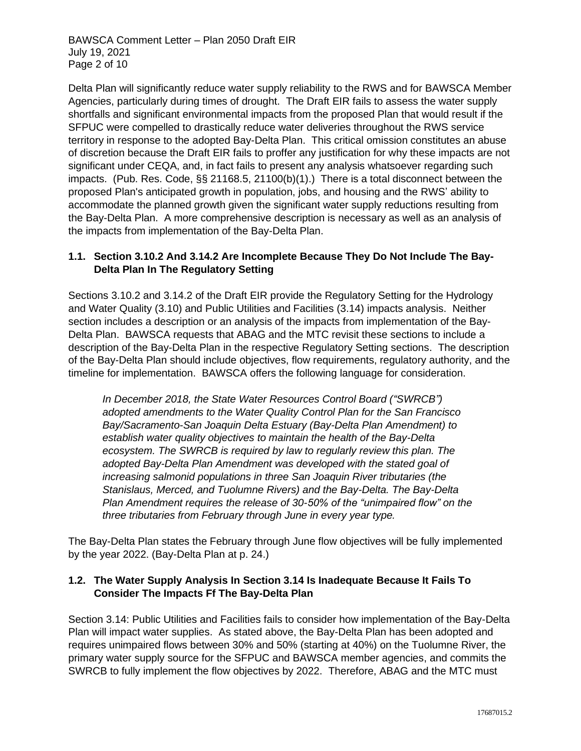Delta Plan will significantly reduce water supply reliability to the RWS and for BAWSCA Member Agencies, particularly during times of drought. The Draft EIR fails to assess the water supply shortfalls and significant environmental impacts from the proposed Plan that would result if the SFPUC were compelled to drastically reduce water deliveries throughout the RWS service territory in response to the adopted Bay-Delta Plan. This critical omission constitutes an abuse of discretion because the Draft EIR fails to proffer any justification for why these impacts are not significant under CEQA, and, in fact fails to present any analysis whatsoever regarding such impacts. (Pub. Res. Code, §§ 21168.5, 21100(b)(1).) There is a total disconnect between the proposed Plan's anticipated growth in population, jobs, and housing and the RWS' ability to accommodate the planned growth given the significant water supply reductions resulting from the Bay-Delta Plan. A more comprehensive description is necessary as well as an analysis of the impacts from implementation of the Bay-Delta Plan.

### 1.1. Section 3.10.2 And 3.14.2 Are Incomplete Because They Do Not Include The Bay-Delta Plan In The Regulatory Setting

Sections 3.10.2 and 3.14.2 of the Draft EIR provide the Regulatory Setting for the Hydrology and Water Quality (3.10) and Public Utilities and Facilities (3.14) impacts analysis. Neither section includes a description or an analysis of the impacts from implementation of the Bay-Delta Plan. BAWSCA requests that ABAG and the MTC revisit these sections to include a description of the Bay-Delta Plan in the respective Regulatory Setting sections. The description of the Bay-Delta Plan should include objectives, flow requirements, regulatory authority, and the timeline for implementation. BAWSCA offers the following language for consideration.

> *In December 2018, the State Water Resources Control Board ("SWRCB") adopted amendments to the Water Quality Control Plan for the San Francisco Bay/Sacramento-San Joaquin Delta Estuary (Bay-Delta Plan Amendment) to establish water quality objectives to maintain the health of the Bay-Delta ecosystem. The SWRCB is required by law to regularly review this plan. The adopted Bay-Delta Plan Amendment was developed with the stated goal of increasing salmonid populations in three San Joaquin River tributaries (the Stanislaus, Merced, and Tuolumne Rivers) and the Bay-Delta. The Bay-Delta Plan Amendment requires the release of 30-50% of the "unimpaired flow" on the three tributaries from February through June in every year type.*

The Bay-Delta Plan states the February through June flow objectives will be fully implemented by the year 2022. (Bay-Delta Plan at p. 24.)

### 1.2. The Water Supply Analysis In Section 3.14 Is Inadequate Because It Fails To Consider The Impacts Ff The Bay-Delta Plan

Section 3.14: Public Utilities and Facilities fails to consider how implementation of the Bay-Delta Plan will impact water supplies. As stated above, the Bay-Delta Plan has been adopted and requires unimpaired flows between 30% and 50% (starting at 40%) on the Tuolumne River, the primary water supply source for the SFPUC and BAWSCA member agencies, and commits the SWRCB to fully implement the flow objectives by 2022. Therefore, ABAG and the MTC must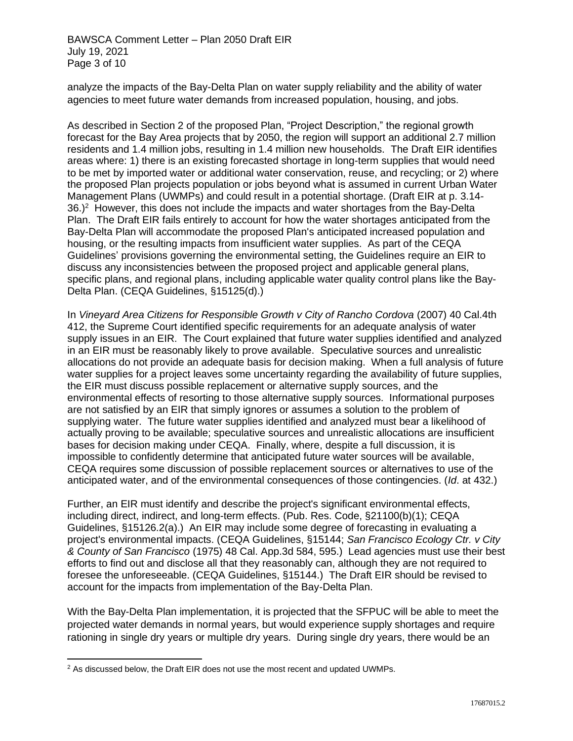analyze the impacts of the Bay-Delta Plan on water supply reliability and the ability of water agencies to meet future water demands from increased population, housing, and jobs.

As described in Section 2 of the proposed Plan, "Project Description," the regional growth forecast for the Bay Area projects that by 2050, the region will support an additional 2.7 million residents and 1.4 million jobs, resulting in 1.4 million new households. The Draft EIR identifies areas where: 1) there is an existing forecasted shortage in long-term supplies that would need to be met by imported water or additional water conservation, reuse, and recycling; or 2) where the proposed Plan projects population or jobs beyond what is assumed in current Urban Water Management Plans (UWMPs) and could result in a potential shortage. (Draft EIR at p. 3.14-36.)[2] However, this does not include the impacts and water shortages from the Bay-Delta Plan. The Draft EIR fails entirely to account for how the water shortages anticipated from the Bay-Delta Plan will accommodate the proposed Plan's anticipated increased population and housing, or the resulting impacts from insufficient water supplies. As part of the CEQA Guidelines' provisions governing the environmental setting, the Guidelines require an EIR to discuss any inconsistencies between the proposed project and applicable general plans, specific plans, and regional plans, including applicable water quality control plans like the Bay-Delta Plan. (CEQA Guidelines, §15125(d).)

In *Vineyard Area Citizens for Responsible Growth v City of Rancho Cordova* (2007) 40 Cal.4th 412, the Supreme Court identified specific requirements for an adequate analysis of water supply issues in an EIR. The Court explained that future water supplies identified and analyzed in an EIR must be reasonably likely to prove available. Speculative sources and unrealistic allocations do not provide an adequate basis for decision making. When a full analysis of future water supplies for a project leaves some uncertainty regarding the availability of future supplies, the EIR must discuss possible replacement or alternative supply sources, and the environmental effects of resorting to those alternative supply sources. Informational purposes are not satisfied by an EIR that simply ignores or assumes a solution to the problem of supplying water. The future water supplies identified and analyzed must bear a likelihood of actually proving to be available; speculative sources and unrealistic allocations are insufficient bases for decision making under CEQA. Finally, where, despite a full discussion, it is impossible to confidently determine that anticipated future water sources will be available, CEQA requires some discussion of possible replacement sources or alternatives to use of the anticipated water, and of the environmental consequences of those contingencies. (*Id*. at 432.)

Further, an EIR must identify and describe the project's significant environmental effects, including direct, indirect, and long-term effects. (Pub. Res. Code, §21100(b)(1); CEQA Guidelines, §15126.2(a).) An EIR may include some degree of forecasting in evaluating a project's environmental impacts. (CEQA Guidelines, §15144; *San Francisco Ecology Ctr. v City & County of San Francisco* (1975) 48 Cal. App.3d 584, 595.) Lead agencies must use their best efforts to find out and disclose all that they reasonably can, although they are not required to foresee the unforeseeable. (CEQA Guidelines, §15144.) The Draft EIR should be revised to account for the impacts from implementation of the Bay-Delta Plan.

With the Bay-Delta Plan implementation, it is projected that the SFPUC will be able to meet the projected water demands in normal years, but would experience supply shortages and require rationing in single dry years or multiple dry years. During single dry years, there would be an

[2] As discussed below, the Draft EIR does not use the most recent and updated UWMPs.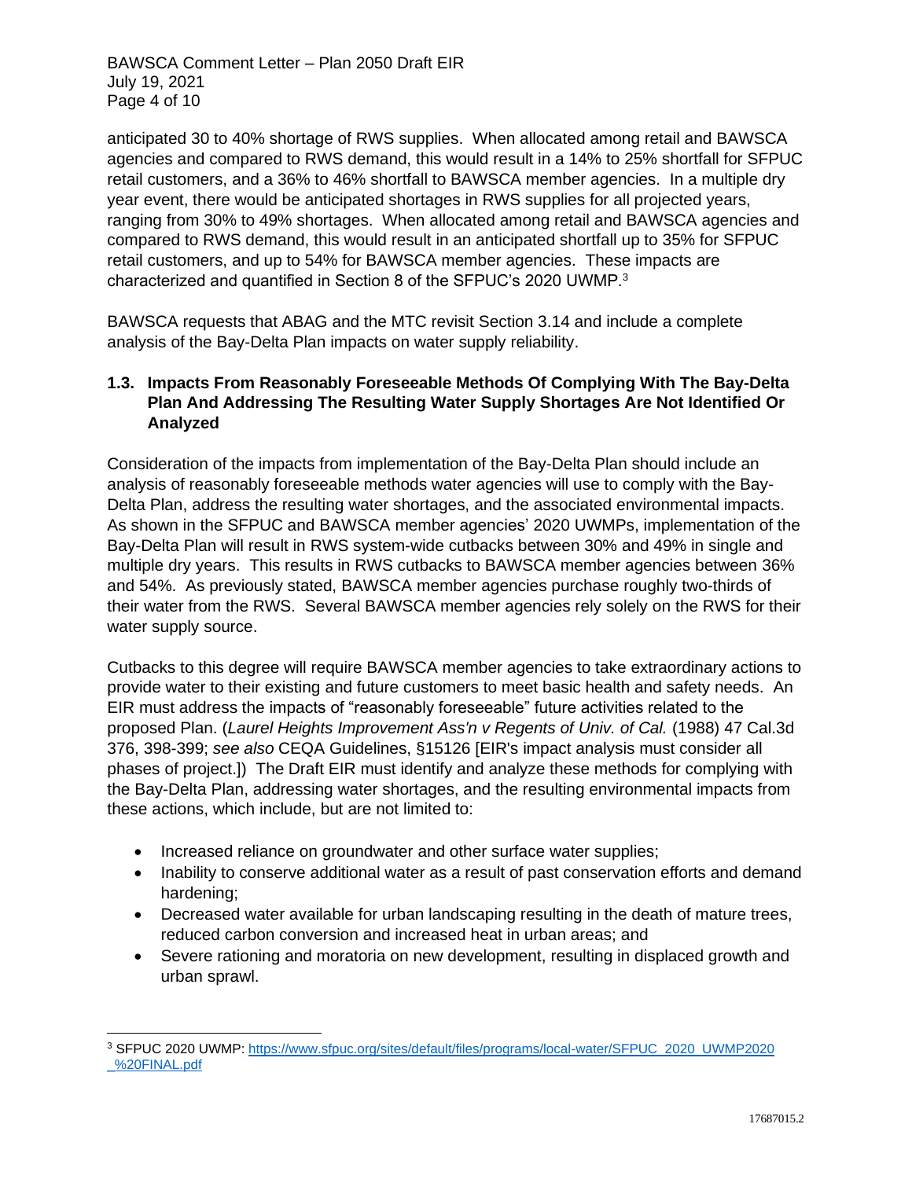anticipated 30 to 40% shortage of RWS supplies. When allocated among retail and BAWSCA agencies and compared to RWS demand, this would result in a 14% to 25% shortfall for SFPUC retail customers, and a 36% to 46% shortfall to BAWSCA member agencies. In a multiple dry year event, there would be anticipated shortages in RWS supplies for all projected years, ranging from 30% to 49% shortages. When allocated among retail and BAWSCA agencies and compared to RWS demand, this would result in an anticipated shortfall up to 35% for SFPUC retail customers, and up to 54% for BAWSCA member agencies. These impacts are characterized and quantified in Section 8 of the SFPUC's 2020 UWMP.[3]

BAWSCA requests that ABAG and the MTC revisit Section 3.14 and include a complete analysis of the Bay-Delta Plan impacts on water supply reliability.

### 1.3. Impacts From Reasonably Foreseeable Methods Of Complying With The Bay-Delta Plan And Addressing The Resulting Water Supply Shortages Are Not Identified Or Analyzed

Consideration of the impacts from implementation of the Bay-Delta Plan should include an analysis of reasonably foreseeable methods water agencies will use to comply with the Bay-Delta Plan, address the resulting water shortages, and the associated environmental impacts. As shown in the SFPUC and BAWSCA member agencies' 2020 UWMPs, implementation of the Bay-Delta Plan will result in RWS system-wide cutbacks between 30% and 49% in single and multiple dry years. This results in RWS cutbacks to BAWSCA member agencies between 36% and 54%. As previously stated, BAWSCA member agencies purchase roughly two-thirds of their water from the RWS. Several BAWSCA member agencies rely solely on the RWS for their water supply source.

Cutbacks to this degree will require BAWSCA member agencies to take extraordinary actions to provide water to their existing and future customers to meet basic health and safety needs. An EIR must address the impacts of "reasonably foreseeable" future activities related to the proposed Plan. (*Laurel Heights Improvement Ass'n v Regents of Univ. of Cal.* (1988) 47 Cal.3d 376, 398-399; *see also* CEQA Guidelines, §15126 [EIR's impact analysis must consider all phases of project.]) The Draft EIR must identify and analyze these methods for complying with the Bay-Delta Plan, addressing water shortages, and the resulting environmental impacts from these actions, which include, but are not limited to:

- Increased reliance on groundwater and other surface water supplies;
- Inability to conserve additional water as a result of past conservation efforts and demand hardening;
- Decreased water available for urban landscaping resulting in the death of mature trees, reduced carbon conversion and increased heat in urban areas; and
- Severe rationing and moratoria on new development, resulting in displaced growth and urban sprawl.

[3] SFPUC 2020 UWMP: https://www.sfpuc.org/sites/default/files/programs/local-water/SFPUC_2020_UWMP2020_%20FINAL.pdf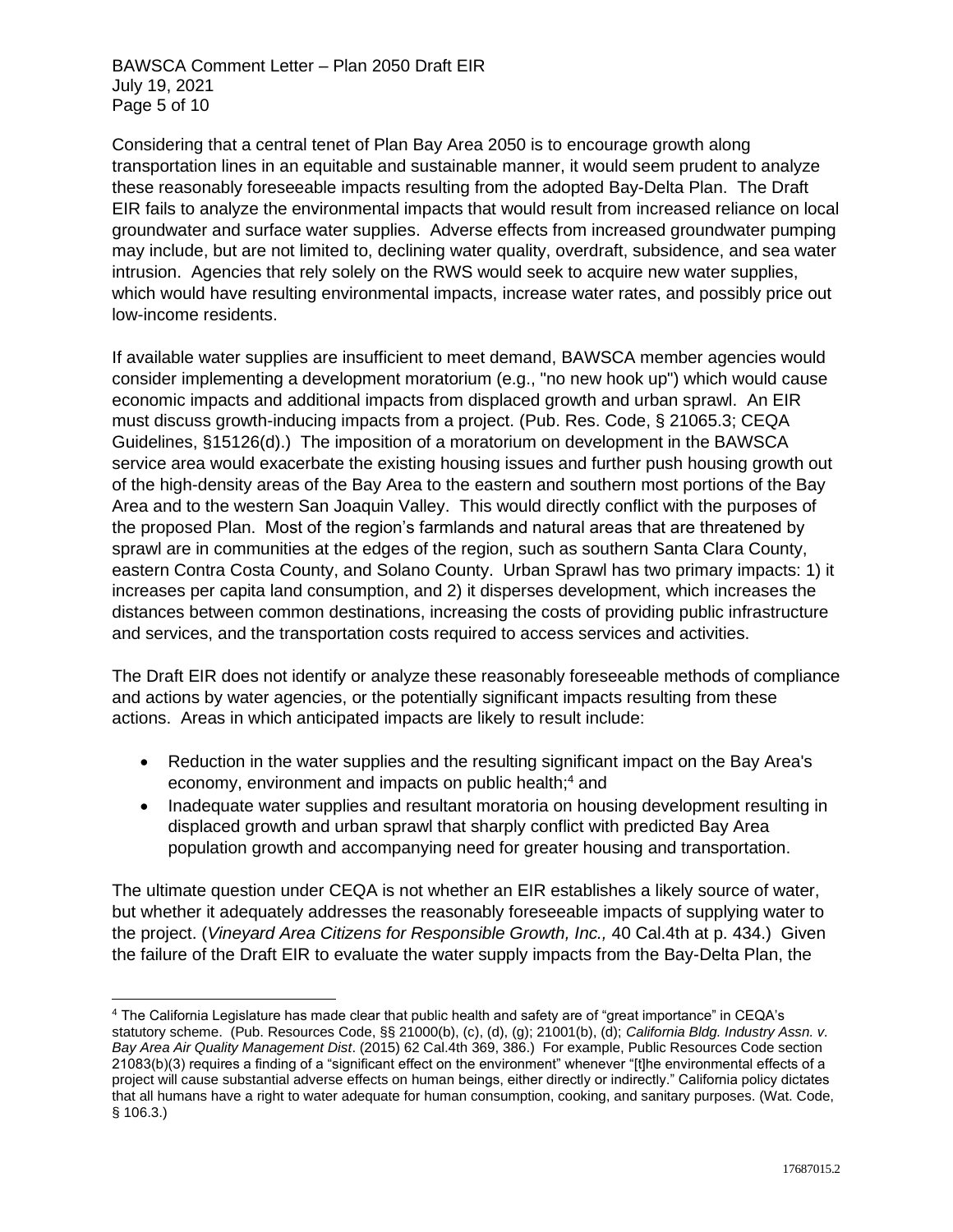Considering that a central tenet of Plan Bay Area 2050 is to encourage growth along transportation lines in an equitable and sustainable manner, it would seem prudent to analyze these reasonably foreseeable impacts resulting from the adopted Bay-Delta Plan. The Draft EIR fails to analyze the environmental impacts that would result from increased reliance on local groundwater and surface water supplies. Adverse effects from increased groundwater pumping may include, but are not limited to, declining water quality, overdraft, subsidence, and sea water intrusion. Agencies that rely solely on the RWS would seek to acquire new water supplies, which would have resulting environmental impacts, increase water rates, and possibly price out low-income residents.

If available water supplies are insufficient to meet demand, BAWSCA member agencies would consider implementing a development moratorium (e.g., "no new hook up") which would cause economic impacts and additional impacts from displaced growth and urban sprawl. An EIR must discuss growth-inducing impacts from a project. (Pub. Res. Code, § 21065.3; CEQA Guidelines, §15126(d).) The imposition of a moratorium on development in the BAWSCA service area would exacerbate the existing housing issues and further push housing growth out of the high-density areas of the Bay Area to the eastern and southern most portions of the Bay Area and to the western San Joaquin Valley. This would directly conflict with the purposes of the proposed Plan. Most of the region's farmlands and natural areas that are threatened by sprawl are in communities at the edges of the region, such as southern Santa Clara County, eastern Contra Costa County, and Solano County. Urban Sprawl has two primary impacts: 1) it increases per capita land consumption, and 2) it disperses development, which increases the distances between common destinations, increasing the costs of providing public infrastructure and services, and the transportation costs required to access services and activities.

The Draft EIR does not identify or analyze these reasonably foreseeable methods of compliance and actions by water agencies, or the potentially significant impacts resulting from these actions. Areas in which anticipated impacts are likely to result include:

- Reduction in the water supplies and the resulting significant impact on the Bay Area's economy, environment and impacts on public health;[4] and
- Inadequate water supplies and resultant moratoria on housing development resulting in displaced growth and urban sprawl that sharply conflict with predicted Bay Area population growth and accompanying need for greater housing and transportation.

The ultimate question under CEQA is not whether an EIR establishes a likely source of water, but whether it adequately addresses the reasonably foreseeable impacts of supplying water to the project. (*Vineyard Area Citizens for Responsible Growth, Inc.,* 40 Cal.4th at p. 434.) Given the failure of the Draft EIR to evaluate the water supply impacts from the Bay-Delta Plan, the

---

[4] The California Legislature has made clear that public health and safety are of "great importance" in CEQA's statutory scheme. (Pub. Resources Code, §§ 21000(b), (c), (d), (g); 21001(b), (d); *California Bldg. Industry Assn. v. Bay Area Air Quality Management Dist*. (2015) 62 Cal.4th 369, 386.) For example, Public Resources Code section 21083(b)(3) requires a finding of a "significant effect on the environment" whenever "[t]he environmental effects of a project will cause substantial adverse effects on human beings, either directly or indirectly." California policy dictates that all humans have a right to water adequate for human consumption, cooking, and sanitary purposes. (Wat. Code, § 106.3.)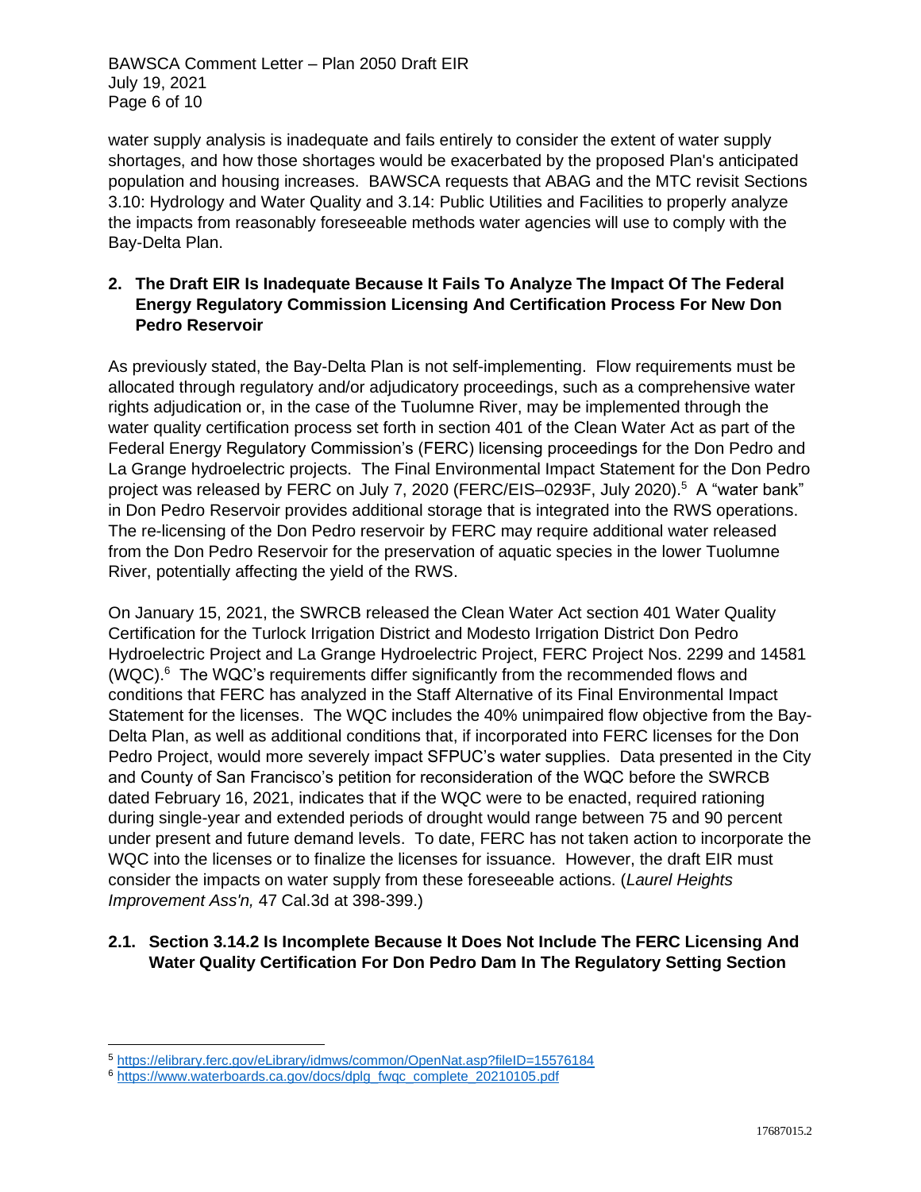water supply analysis is inadequate and fails entirely to consider the extent of water supply shortages, and how those shortages would be exacerbated by the proposed Plan's anticipated population and housing increases. BAWSCA requests that ABAG and the MTC revisit Sections 3.10: Hydrology and Water Quality and 3.14: Public Utilities and Facilities to properly analyze the impacts from reasonably foreseeable methods water agencies will use to comply with the Bay-Delta Plan.

## 2. The Draft EIR Is Inadequate Because It Fails To Analyze The Impact Of The Federal Energy Regulatory Commission Licensing And Certification Process For New Don Pedro Reservoir

As previously stated, the Bay-Delta Plan is not self-implementing. Flow requirements must be allocated through regulatory and/or adjudicatory proceedings, such as a comprehensive water rights adjudication or, in the case of the Tuolumne River, may be implemented through the water quality certification process set forth in section 401 of the Clean Water Act as part of the Federal Energy Regulatory Commission's (FERC) licensing proceedings for the Don Pedro and La Grange hydroelectric projects. The Final Environmental Impact Statement for the Don Pedro project was released by FERC on July 7, 2020 (FERC/EIS–0293F, July 2020).[5] A "water bank" in Don Pedro Reservoir provides additional storage that is integrated into the RWS operations. The re-licensing of the Don Pedro reservoir by FERC may require additional water released from the Don Pedro Reservoir for the preservation of aquatic species in the lower Tuolumne River, potentially affecting the yield of the RWS.

On January 15, 2021, the SWRCB released the Clean Water Act section 401 Water Quality Certification for the Turlock Irrigation District and Modesto Irrigation District Don Pedro Hydroelectric Project and La Grange Hydroelectric Project, FERC Project Nos. 2299 and 14581 (WQC).[6] The WQC's requirements differ significantly from the recommended flows and conditions that FERC has analyzed in the Staff Alternative of its Final Environmental Impact Statement for the licenses. The WQC includes the 40% unimpaired flow objective from the Bay-Delta Plan, as well as additional conditions that, if incorporated into FERC licenses for the Don Pedro Project, would more severely impact SFPUC's water supplies. Data presented in the City and County of San Francisco's petition for reconsideration of the WQC before the SWRCB dated February 16, 2021, indicates that if the WQC were to be enacted, required rationing during single-year and extended periods of drought would range between 75 and 90 percent under present and future demand levels. To date, FERC has not taken action to incorporate the WQC into the licenses or to finalize the licenses for issuance. However, the draft EIR must consider the impacts on water supply from these foreseeable actions. (*Laurel Heights Improvement Ass'n,* 47 Cal.3d at 398-399.)

### 2.1. Section 3.14.2 Is Incomplete Because It Does Not Include The FERC Licensing And Water Quality Certification For Don Pedro Dam In The Regulatory Setting Section

---

[5] https://elibrary.ferc.gov/eLibrary/idmws/common/OpenNat.asp?fileID=15576184

[6] https://www.waterboards.ca.gov/docs/dplg_fwqc_complete_20210105.pdf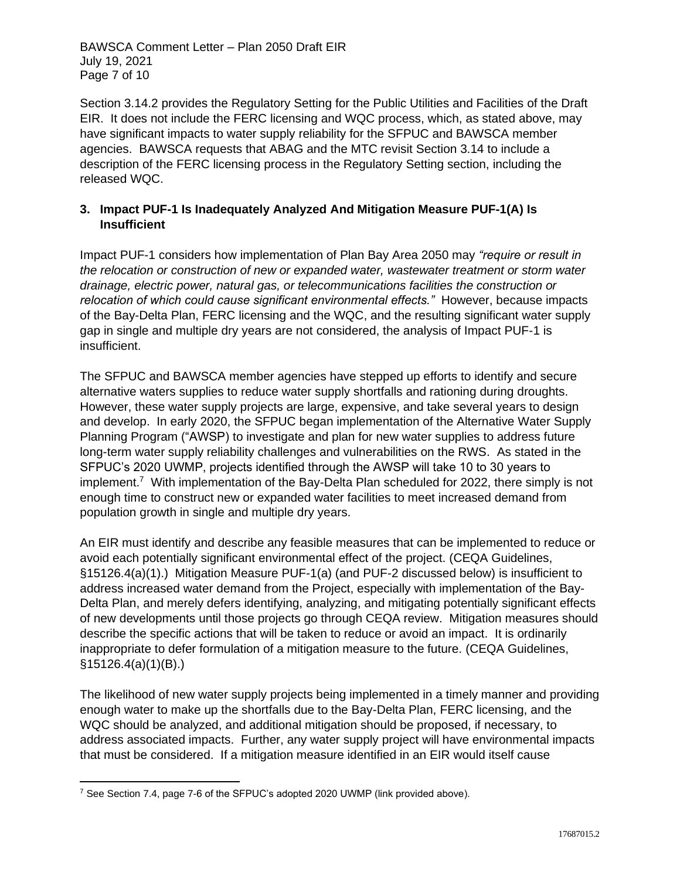Section 3.14.2 provides the Regulatory Setting for the Public Utilities and Facilities of the Draft EIR. It does not include the FERC licensing and WQC process, which, as stated above, may have significant impacts to water supply reliability for the SFPUC and BAWSCA member agencies. BAWSCA requests that ABAG and the MTC revisit Section 3.14 to include a description of the FERC licensing process in the Regulatory Setting section, including the released WQC.

### 3. Impact PUF-1 Is Inadequately Analyzed And Mitigation Measure PUF-1(A) Is Insufficient

Impact PUF-1 considers how implementation of Plan Bay Area 2050 may *"require or result in the relocation or construction of new or expanded water, wastewater treatment or storm water drainage, electric power, natural gas, or telecommunications facilities the construction or relocation of which could cause significant environmental effects."* However, because impacts of the Bay-Delta Plan, FERC licensing and the WQC, and the resulting significant water supply gap in single and multiple dry years are not considered, the analysis of Impact PUF-1 is insufficient.

The SFPUC and BAWSCA member agencies have stepped up efforts to identify and secure alternative waters supplies to reduce water supply shortfalls and rationing during droughts. However, these water supply projects are large, expensive, and take several years to design and develop. In early 2020, the SFPUC began implementation of the Alternative Water Supply Planning Program ("AWSP) to investigate and plan for new water supplies to address future long-term water supply reliability challenges and vulnerabilities on the RWS. As stated in the SFPUC's 2020 UWMP, projects identified through the AWSP will take 10 to 30 years to implement.[7] With implementation of the Bay-Delta Plan scheduled for 2022, there simply is not enough time to construct new or expanded water facilities to meet increased demand from population growth in single and multiple dry years.

An EIR must identify and describe any feasible measures that can be implemented to reduce or avoid each potentially significant environmental effect of the project. (CEQA Guidelines, §15126.4(a)(1).) Mitigation Measure PUF-1(a) (and PUF-2 discussed below) is insufficient to address increased water demand from the Project, especially with implementation of the Bay-Delta Plan, and merely defers identifying, analyzing, and mitigating potentially significant effects of new developments until those projects go through CEQA review. Mitigation measures should describe the specific actions that will be taken to reduce or avoid an impact. It is ordinarily inappropriate to defer formulation of a mitigation measure to the future. (CEQA Guidelines, §15126.4(a)(1)(B).)

The likelihood of new water supply projects being implemented in a timely manner and providing enough water to make up the shortfalls due to the Bay-Delta Plan, FERC licensing, and the WQC should be analyzed, and additional mitigation should be proposed, if necessary, to address associated impacts. Further, any water supply project will have environmental impacts that must be considered. If a mitigation measure identified in an EIR would itself cause

[7] See Section 7.4, page 7-6 of the SFPUC's adopted 2020 UWMP (link provided above).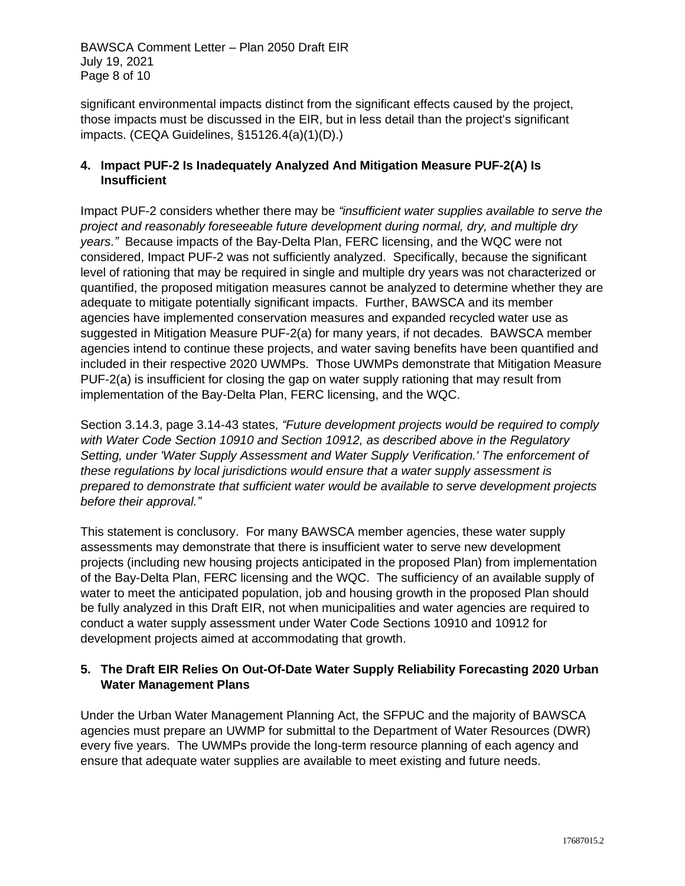significant environmental impacts distinct from the significant effects caused by the project, those impacts must be discussed in the EIR, but in less detail than the project's significant impacts. (CEQA Guidelines, §15126.4(a)(1)(D).)

## 4. Impact PUF-2 Is Inadequately Analyzed And Mitigation Measure PUF-2(A) Is Insufficient

Impact PUF-2 considers whether there may be *"insufficient water supplies available to serve the project and reasonably foreseeable future development during normal, dry, and multiple dry years."* Because impacts of the Bay-Delta Plan, FERC licensing, and the WQC were not considered, Impact PUF-2 was not sufficiently analyzed. Specifically, because the significant level of rationing that may be required in single and multiple dry years was not characterized or quantified, the proposed mitigation measures cannot be analyzed to determine whether they are adequate to mitigate potentially significant impacts. Further, BAWSCA and its member agencies have implemented conservation measures and expanded recycled water use as suggested in Mitigation Measure PUF-2(a) for many years, if not decades. BAWSCA member agencies intend to continue these projects, and water saving benefits have been quantified and included in their respective 2020 UWMPs. Those UWMPs demonstrate that Mitigation Measure PUF-2(a) is insufficient for closing the gap on water supply rationing that may result from implementation of the Bay-Delta Plan, FERC licensing, and the WQC.

Section 3.14.3, page 3.14-43 states, *"Future development projects would be required to comply with Water Code Section 10910 and Section 10912, as described above in the Regulatory Setting, under 'Water Supply Assessment and Water Supply Verification.' The enforcement of these regulations by local jurisdictions would ensure that a water supply assessment is prepared to demonstrate that sufficient water would be available to serve development projects before their approval."*

This statement is conclusory. For many BAWSCA member agencies, these water supply assessments may demonstrate that there is insufficient water to serve new development projects (including new housing projects anticipated in the proposed Plan) from implementation of the Bay-Delta Plan, FERC licensing and the WQC. The sufficiency of an available supply of water to meet the anticipated population, job and housing growth in the proposed Plan should be fully analyzed in this Draft EIR, not when municipalities and water agencies are required to conduct a water supply assessment under Water Code Sections 10910 and 10912 for development projects aimed at accommodating that growth.

## 5. The Draft EIR Relies On Out-Of-Date Water Supply Reliability Forecasting 2020 Urban Water Management Plans

Under the Urban Water Management Planning Act, the SFPUC and the majority of BAWSCA agencies must prepare an UWMP for submittal to the Department of Water Resources (DWR) every five years. The UWMPs provide the long-term resource planning of each agency and ensure that adequate water supplies are available to meet existing and future needs.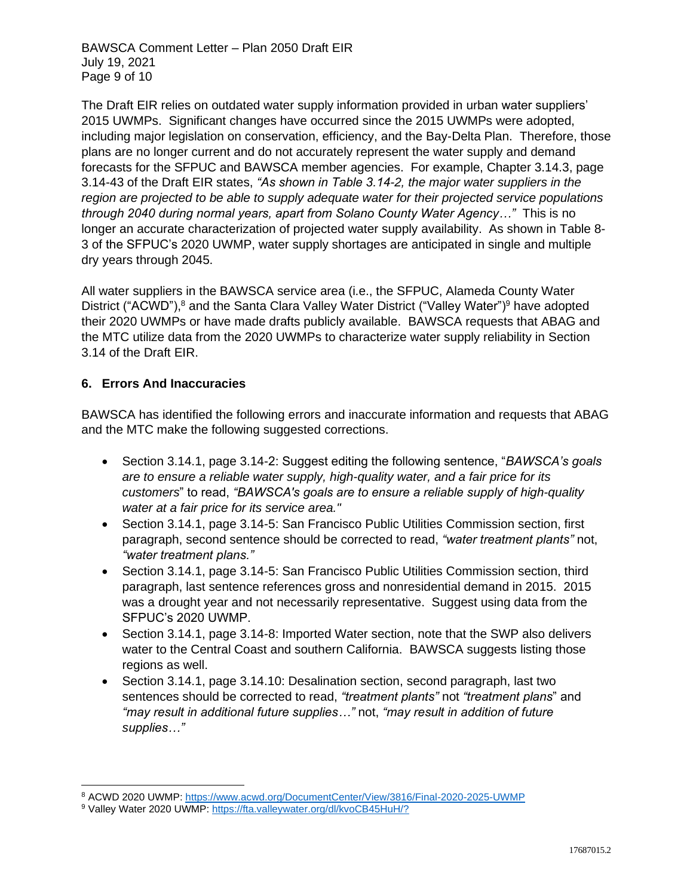The Draft EIR relies on outdated water supply information provided in urban water suppliers' 2015 UWMPs. Significant changes have occurred since the 2015 UWMPs were adopted, including major legislation on conservation, efficiency, and the Bay-Delta Plan. Therefore, those plans are no longer current and do not accurately represent the water supply and demand forecasts for the SFPUC and BAWSCA member agencies. For example, Chapter 3.14.3, page 3.14-43 of the Draft EIR states, *"As shown in Table 3.14-2, the major water suppliers in the region are projected to be able to supply adequate water for their projected service populations through 2040 during normal years, apart from Solano County Water Agency…"* This is no longer an accurate characterization of projected water supply availability. As shown in Table 8-3 of the SFPUC's 2020 UWMP, water supply shortages are anticipated in single and multiple dry years through 2045.

All water suppliers in the BAWSCA service area (i.e., the SFPUC, Alameda County Water District ("ACWD"),[8] and the Santa Clara Valley Water District ("Valley Water")[9] have adopted their 2020 UWMPs or have made drafts publicly available. BAWSCA requests that ABAG and the MTC utilize data from the 2020 UWMPs to characterize water supply reliability in Section 3.14 of the Draft EIR.

## 6. Errors And Inaccuracies

BAWSCA has identified the following errors and inaccurate information and requests that ABAG and the MTC make the following suggested corrections.

- Section 3.14.1, page 3.14-2: Suggest editing the following sentence, "*BAWSCA's goals are to ensure a reliable water supply, high-quality water, and a fair price for its customers*" to read, *"BAWSCA's goals are to ensure a reliable supply of high-quality water at a fair price for its service area."*
- Section 3.14.1, page 3.14-5: San Francisco Public Utilities Commission section, first paragraph, second sentence should be corrected to read, *"water treatment plants"* not, *"water treatment plans."*
- Section 3.14.1, page 3.14-5: San Francisco Public Utilities Commission section, third paragraph, last sentence references gross and nonresidential demand in 2015. 2015 was a drought year and not necessarily representative. Suggest using data from the SFPUC's 2020 UWMP.
- Section 3.14.1, page 3.14-8: Imported Water section, note that the SWP also delivers water to the Central Coast and southern California. BAWSCA suggests listing those regions as well.
- Section 3.14.1, page 3.14.10: Desalination section, second paragraph, last two sentences should be corrected to read, *"treatment plants"* not *"treatment plans*" and *"may result in additional future supplies…"* not, *"may result in addition of future supplies…"*

---

[8] ACWD 2020 UWMP: https://www.acwd.org/DocumentCenter/View/3816/Final-2020-2025-UWMP

[9] Valley Water 2020 UWMP: https://fta.valleywater.org/dl/kvoCB45HuH/?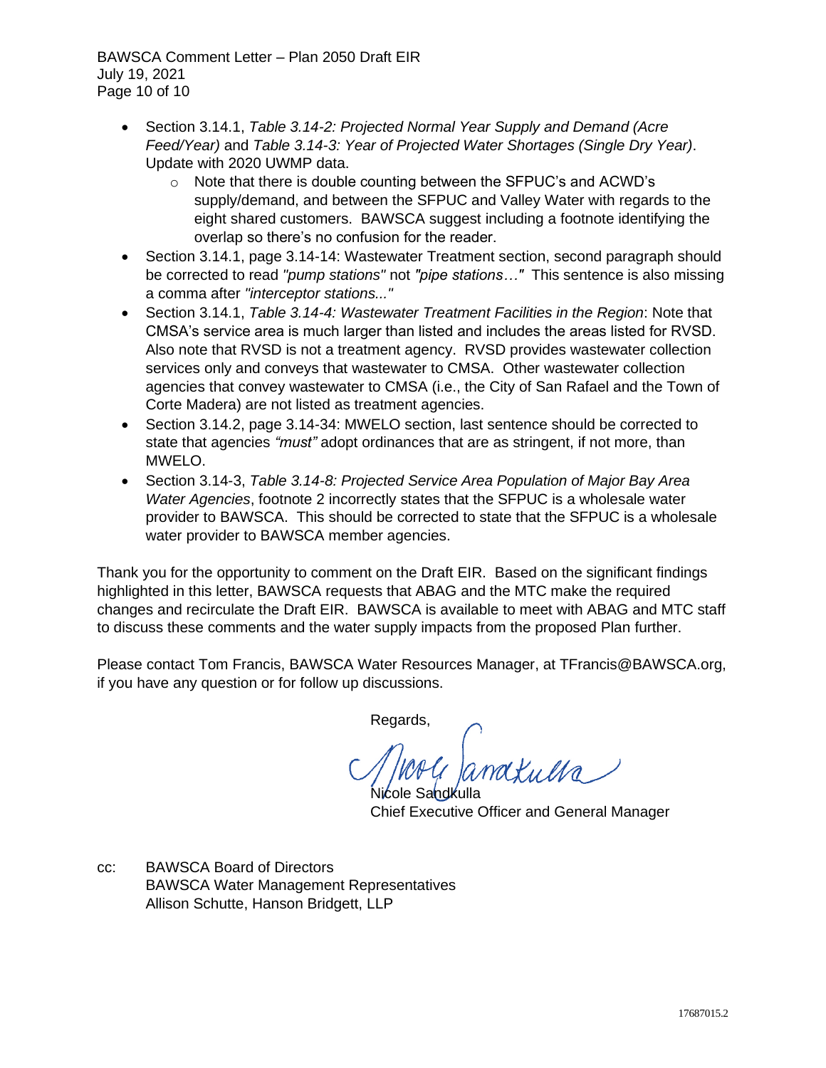- Section 3.14.1, *Table 3.14-2: Projected Normal Year Supply and Demand (Acre Feed/Year)* and *Table 3.14-3: Year of Projected Water Shortages (Single Dry Year)*. Update with 2020 UWMP data.
    - Note that there is double counting between the SFPUC's and ACWD's supply/demand, and between the SFPUC and Valley Water with regards to the eight shared customers. BAWSCA suggest including a footnote identifying the overlap so there's no confusion for the reader.
- Section 3.14.1, page 3.14-14: Wastewater Treatment section, second paragraph should be corrected to read *"pump stations"* not *"pipe stations…"* This sentence is also missing a comma after *"interceptor stations..."*
- Section 3.14.1, *Table 3.14-4: Wastewater Treatment Facilities in the Region*: Note that CMSA's service area is much larger than listed and includes the areas listed for RVSD. Also note that RVSD is not a treatment agency. RVSD provides wastewater collection services only and conveys that wastewater to CMSA. Other wastewater collection agencies that convey wastewater to CMSA (i.e., the City of San Rafael and the Town of Corte Madera) are not listed as treatment agencies.
- Section 3.14.2, page 3.14-34: MWELO section, last sentence should be corrected to state that agencies *"must"* adopt ordinances that are as stringent, if not more, than MWELO.
- Section 3.14-3, *Table 3.14-8: Projected Service Area Population of Major Bay Area Water Agencies*, footnote 2 incorrectly states that the SFPUC is a wholesale water provider to BAWSCA. This should be corrected to state that the SFPUC is a wholesale water provider to BAWSCA member agencies.

Thank you for the opportunity to comment on the Draft EIR. Based on the significant findings highlighted in this letter, BAWSCA requests that ABAG and the MTC make the required changes and recirculate the Draft EIR. BAWSCA is available to meet with ABAG and MTC staff to discuss these comments and the water supply impacts from the proposed Plan further.

Please contact Tom Francis, BAWSCA Water Resources Manager, at TFrancis@BAWSCA.org, if you have any question or for follow up discussions.

Regards,

Nicole Sandkulla
Chief Executive Officer and General Manager

cc: BAWSCA Board of Directors
BAWSCA Water Management Representatives
Allison Schutte, Hanson Bridgett, LLP

17687015.2